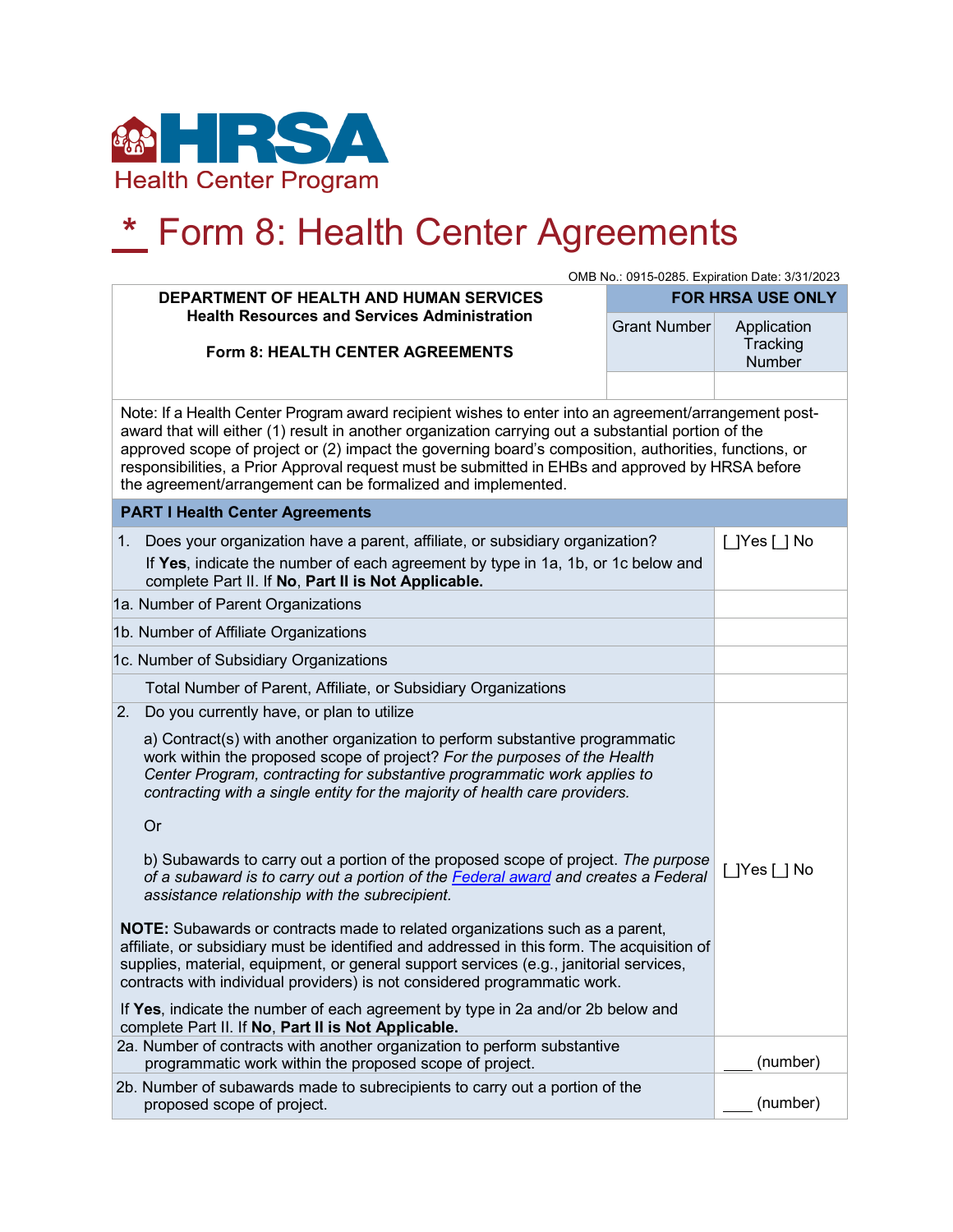Health Center Program

# * Form 8: Health Center Agreements

OMB No.: 0915-0285. Expiration Date: 3/31/2023

| DEPARTMENT OF HEALTH AND HUMAN SERVICES<br>Health Resources and Services Administration<br><br>Form 8: HEALTH CENTER AGREEMENTS | FOR HRSA USE ONLY | |
|---|---|---|
| | Grant Number | Application Tracking Number |
| | | |

Note: If a Health Center Program award recipient wishes to enter into an agreement/arrangement post-award that will either (1) result in another organization carrying out a substantial portion of the approved scope of project or (2) impact the governing board's composition, authorities, functions, or responsibilities, a Prior Approval request must be submitted in EHBs and approved by HRSA before the agreement/arrangement can be formalized and implemented.

| PART I Health Center Agreements | |
|---|---|
| 1. Does your organization have a parent, affiliate, or subsidiary organization?<br>If **Yes**, indicate the number of each agreement by type in 1a, 1b, or 1c below and complete Part II. If **No**, **Part II is Not Applicable.** | [_]Yes [_] No |
| 1a. Number of Parent Organizations | |
| 1b. Number of Affiliate Organizations | |
| 1c. Number of Subsidiary Organizations | |
| Total Number of Parent, Affiliate, or Subsidiary Organizations | |
| 2. Do you currently have, or plan to utilize<br>a) Contract(s) with another organization to perform substantive programmatic work within the proposed scope of project? *For the purposes of the Health Center Program, contracting for substantive programmatic work applies to contracting with a single entity for the majority of health care providers.*<br>Or<br>b) Subawards to carry out a portion of the proposed scope of project. *The purpose of a subaward is to carry out a portion of the Federal award and creates a Federal assistance relationship with the subrecipient.*<br>**NOTE:** Subawards or contracts made to related organizations such as a parent, affiliate, or subsidiary must be identified and addressed in this form. The acquisition of supplies, material, equipment, or general support services (e.g., janitorial services, contracts with individual providers) is not considered programmatic work.<br>If **Yes**, indicate the number of each agreement by type in 2a and/or 2b below and complete Part II. If **No**, **Part II is Not Applicable.** | [_]Yes [_] No |
| 2a. Number of contracts with another organization to perform substantive programmatic work within the proposed scope of project. | ___ (number) |
| 2b. Number of subawards made to subrecipients to carry out a portion of the proposed scope of project. | ___ (number) |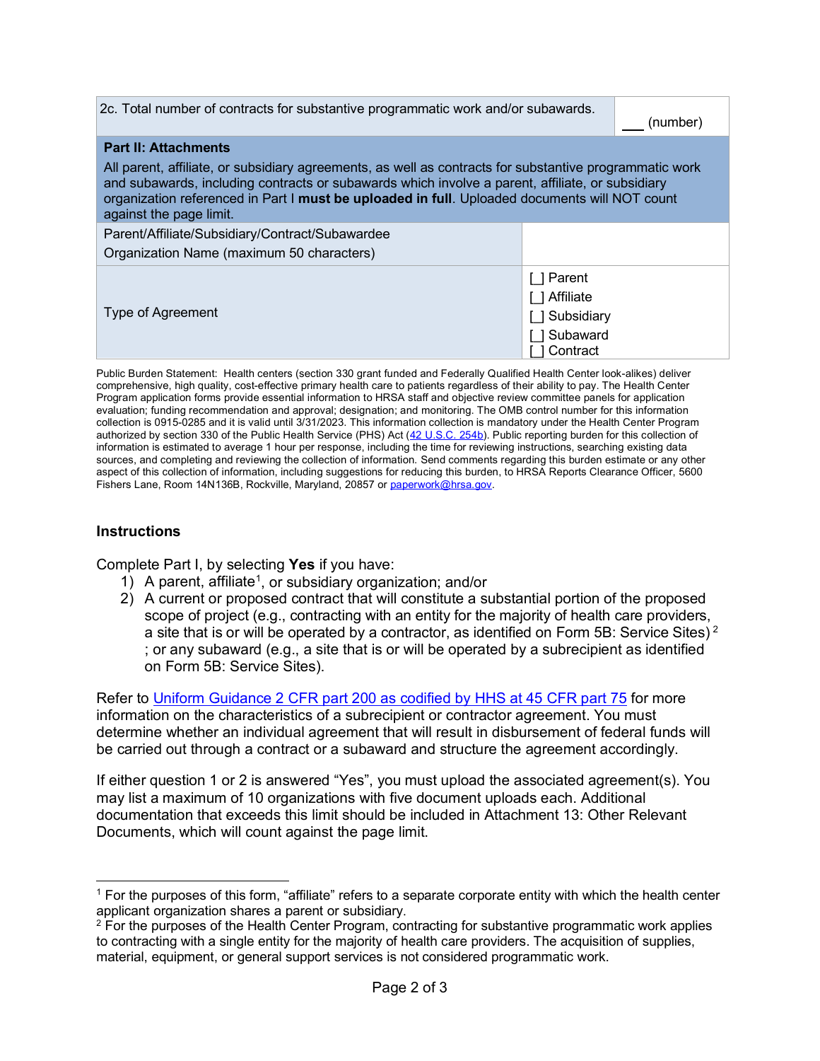| 2c. Total number of contracts for substantive programmatic work and/or subawards. | ___ (number) |
| --- | --- |
| **Part II: Attachments**<br>All parent, affiliate, or subsidiary agreements, as well as contracts for substantive programmatic work and subawards, including contracts or subawards which involve a parent, affiliate, or subsidiary organization referenced in Part I **must be uploaded in full**. Uploaded documents will NOT count against the page limit. | |
| Parent/Affiliate/Subsidiary/Contract/Subawardee Organization Name (maximum 50 characters) | |
| Type of Agreement | [ ] Parent<br>[ ] Affiliate<br>[ ] Subsidiary<br>[ ] Subaward<br>[ ] Contract |

Public Burden Statement: Health centers (section 330 grant funded and Federally Qualified Health Center look-alikes) deliver comprehensive, high quality, cost-effective primary health care to patients regardless of their ability to pay. The Health Center Program application forms provide essential information to HRSA staff and objective review committee panels for application evaluation; funding recommendation and approval; designation; and monitoring. The OMB control number for this information collection is 0915-0285 and it is valid until 3/31/2023. This information collection is mandatory under the Health Center Program authorized by section 330 of the Public Health Service (PHS) Act (42 U.S.C. 254b). Public reporting burden for this collection of information is estimated to average 1 hour per response, including the time for reviewing instructions, searching existing data sources, and completing and reviewing the collection of information. Send comments regarding this burden estimate or any other aspect of this collection of information, including suggestions for reducing this burden, to HRSA Reports Clearance Officer, 5600 Fishers Lane, Room 14N136B, Rockville, Maryland, 20857 or paperwork@hrsa.gov.

### Instructions

Complete Part I, by selecting **Yes** if you have:

1) A parent, affiliate[1], or subsidiary organization; and/or
2) A current or proposed contract that will constitute a substantial portion of the proposed scope of project (e.g., contracting with an entity for the majority of health care providers, a site that is or will be operated by a contractor, as identified on Form 5B: Service Sites) [2] ; or any subaward (e.g., a site that is or will be operated by a subrecipient as identified on Form 5B: Service Sites).

Refer to Uniform Guidance 2 CFR part 200 as codified by HHS at 45 CFR part 75 for more information on the characteristics of a subrecipient or contractor agreement. You must determine whether an individual agreement that will result in disbursement of federal funds will be carried out through a contract or a subaward and structure the agreement accordingly.

If either question 1 or 2 is answered "Yes", you must upload the associated agreement(s). You may list a maximum of 10 organizations with five document uploads each. Additional documentation that exceeds this limit should be included in Attachment 13: Other Relevant Documents, which will count against the page limit.

---

[1] For the purposes of this form, "affiliate" refers to a separate corporate entity with which the health center applicant organization shares a parent or subsidiary.

[2] For the purposes of the Health Center Program, contracting for substantive programmatic work applies to contracting with a single entity for the majority of health care providers. The acquisition of supplies, material, equipment, or general support services is not considered programmatic work.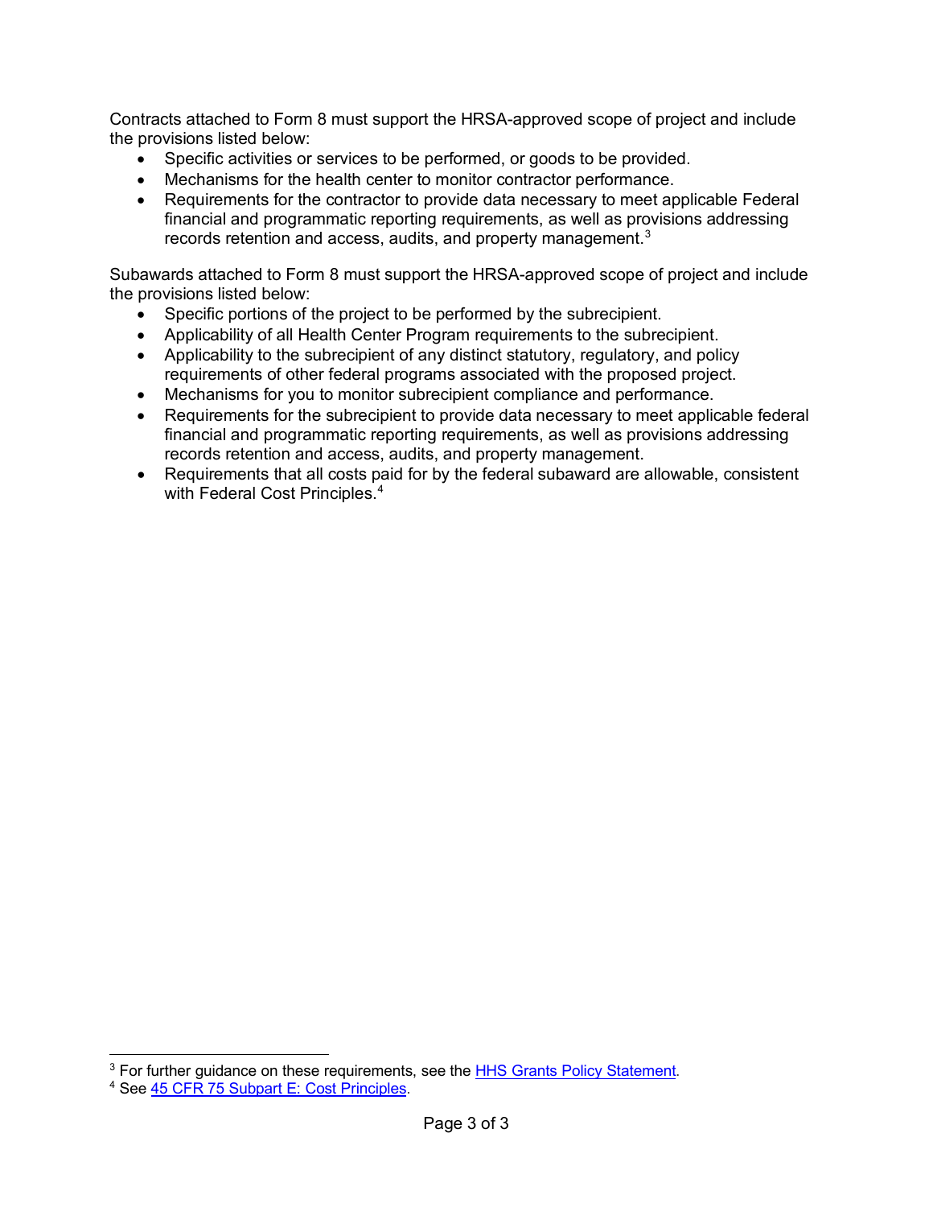Contracts attached to Form 8 must support the HRSA-approved scope of project and include the provisions listed below:

- Specific activities or services to be performed, or goods to be provided.
- Mechanisms for the health center to monitor contractor performance.
- Requirements for the contractor to provide data necessary to meet applicable Federal financial and programmatic reporting requirements, as well as provisions addressing records retention and access, audits, and property management.[3]

Subawards attached to Form 8 must support the HRSA-approved scope of project and include the provisions listed below:

- Specific portions of the project to be performed by the subrecipient.
- Applicability of all Health Center Program requirements to the subrecipient.
- Applicability to the subrecipient of any distinct statutory, regulatory, and policy requirements of other federal programs associated with the proposed project.
- Mechanisms for you to monitor subrecipient compliance and performance.
- Requirements for the subrecipient to provide data necessary to meet applicable federal financial and programmatic reporting requirements, as well as provisions addressing records retention and access, audits, and property management.
- Requirements that all costs paid for by the federal subaward are allowable, consistent with Federal Cost Principles.[4]

---

[3] For further guidance on these requirements, see the HHS Grants Policy Statement.

[4] See 45 CFR 75 Subpart E: Cost Principles.